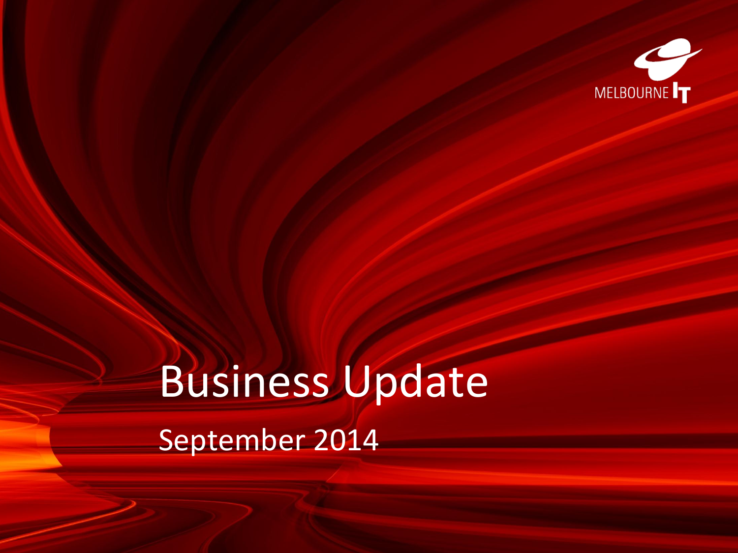MELBOURNE IT

# Business Update

September 2014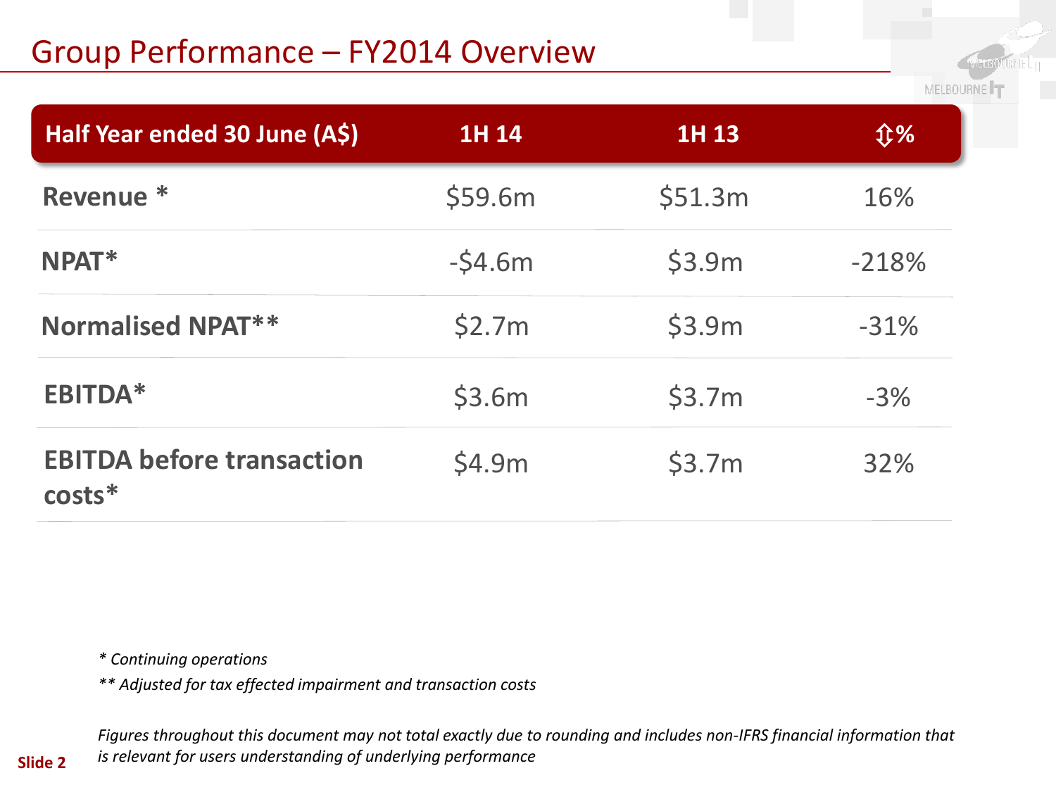# Group Performance – FY2014 Overview

| Half Year ended 30 June (A$) | 1H 14 | 1H 13 | ⇕% |
|---|---|---|---|
| **Revenue** * | $59.6m | $51.3m | 16% |
| **NPAT*** | -$4.6m | $3.9m | -218% |
| **Normalised NPAT**** | $2.7m | $3.9m | -31% |
| **EBITDA*** | $3.6m | $3.7m | -3% |
| **EBITDA before transaction costs*** | $4.9m | $3.7m | 32% |

*\* Continuing operations*

*\*\* Adjusted for tax effected impairment and transaction costs*

*Figures throughout this document may not total exactly due to rounding and includes non-IFRS financial information that is relevant for users understanding of underlying performance*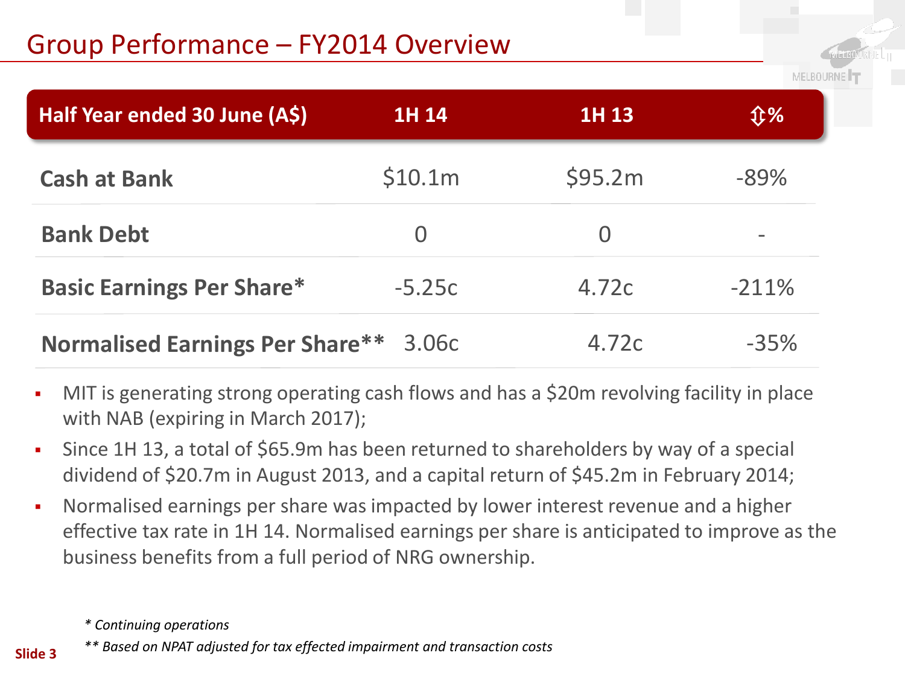# Group Performance – FY2014 Overview

| Half Year ended 30 June (A$) | 1H 14 | 1H 13 | ⇕% |
|---|---|---|---|
| **Cash at Bank** | $10.1m | $95.2m | -89% |
| **Bank Debt** | 0 | 0 | - |
| **Basic Earnings Per Share*** | -5.25c | 4.72c | -211% |
| **Normalised Earnings Per Share**** | 3.06c | 4.72c | -35% |

- MIT is generating strong operating cash flows and has a $20m revolving facility in place with NAB (expiring in March 2017);
- Since 1H 13, a total of $65.9m has been returned to shareholders by way of a special dividend of $20.7m in August 2013, and a capital return of $45.2m in February 2014;
- Normalised earnings per share was impacted by lower interest revenue and a higher effective tax rate in 1H 14. Normalised earnings per share is anticipated to improve as the business benefits from a full period of NRG ownership.

*\* Continuing operations*

*\*\* Based on NPAT adjusted for tax effected impairment and transaction costs*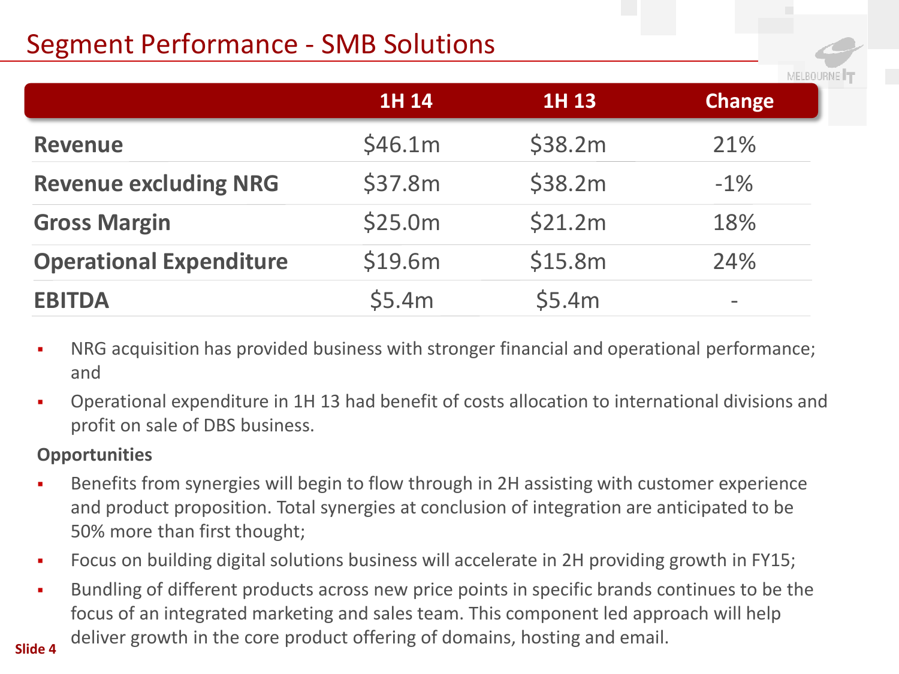# Segment Performance - SMB Solutions

| | 1H 14 | 1H 13 | Change |
|---|---|---|---|
| **Revenue** | $46.1m | $38.2m | 21% |
| **Revenue excluding NRG** | $37.8m | $38.2m | -1% |
| **Gross Margin** | $25.0m | $21.2m | 18% |
| **Operational Expenditure** | $19.6m | $15.8m | 24% |
| **EBITDA** | $5.4m | $5.4m | - |

- NRG acquisition has provided business with stronger financial and operational performance; and
- Operational expenditure in 1H 13 had benefit of costs allocation to international divisions and profit on sale of DBS business.

**Opportunities**

- Benefits from synergies will begin to flow through in 2H assisting with customer experience and product proposition. Total synergies at conclusion of integration are anticipated to be 50% more than first thought;
- Focus on building digital solutions business will accelerate in 2H providing growth in FY15;
- Bundling of different products across new price points in specific brands continues to be the focus of an integrated marketing and sales team. This component led approach will help deliver growth in the core product offering of domains, hosting and email.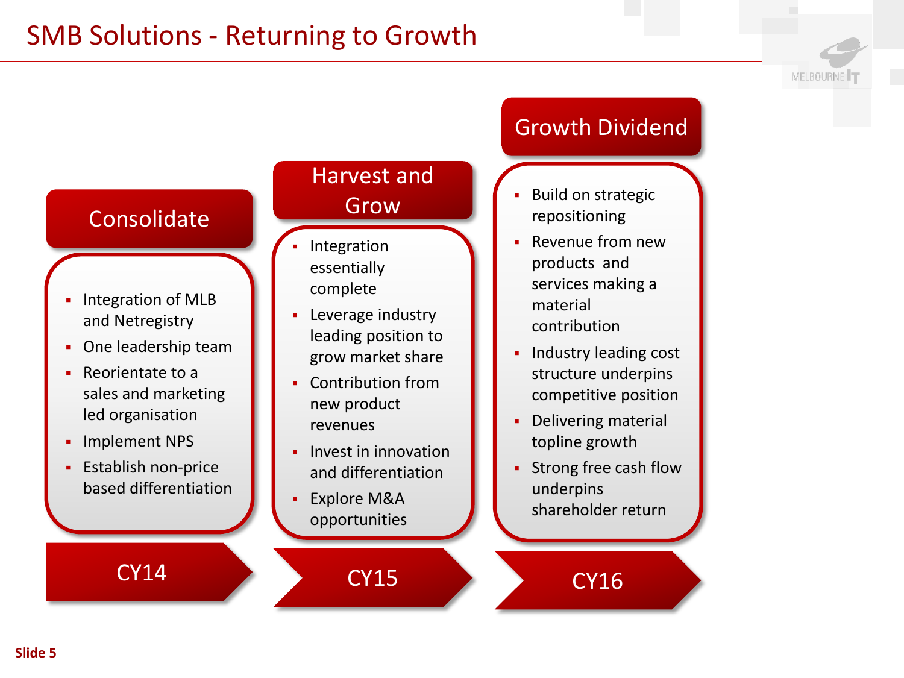# SMB Solutions - Returning to Growth

## Consolidate

**CY14**

- Integration of MLB and Netregistry
- One leadership team
- Reorientate to a sales and marketing led organisation
- Implement NPS
- Establish non-price based differentiation

## Harvest and Grow

**CY15**

- Integration essentially complete
- Leverage industry leading position to grow market share
- Contribution from new product revenues
- Invest in innovation and differentiation
- Explore M&A opportunities

## Growth Dividend

**CY16**

- Build on strategic repositioning
- Revenue from new products and services making a material contribution
- Industry leading cost structure underpins competitive position
- Delivering material topline growth
- Strong free cash flow underpins shareholder return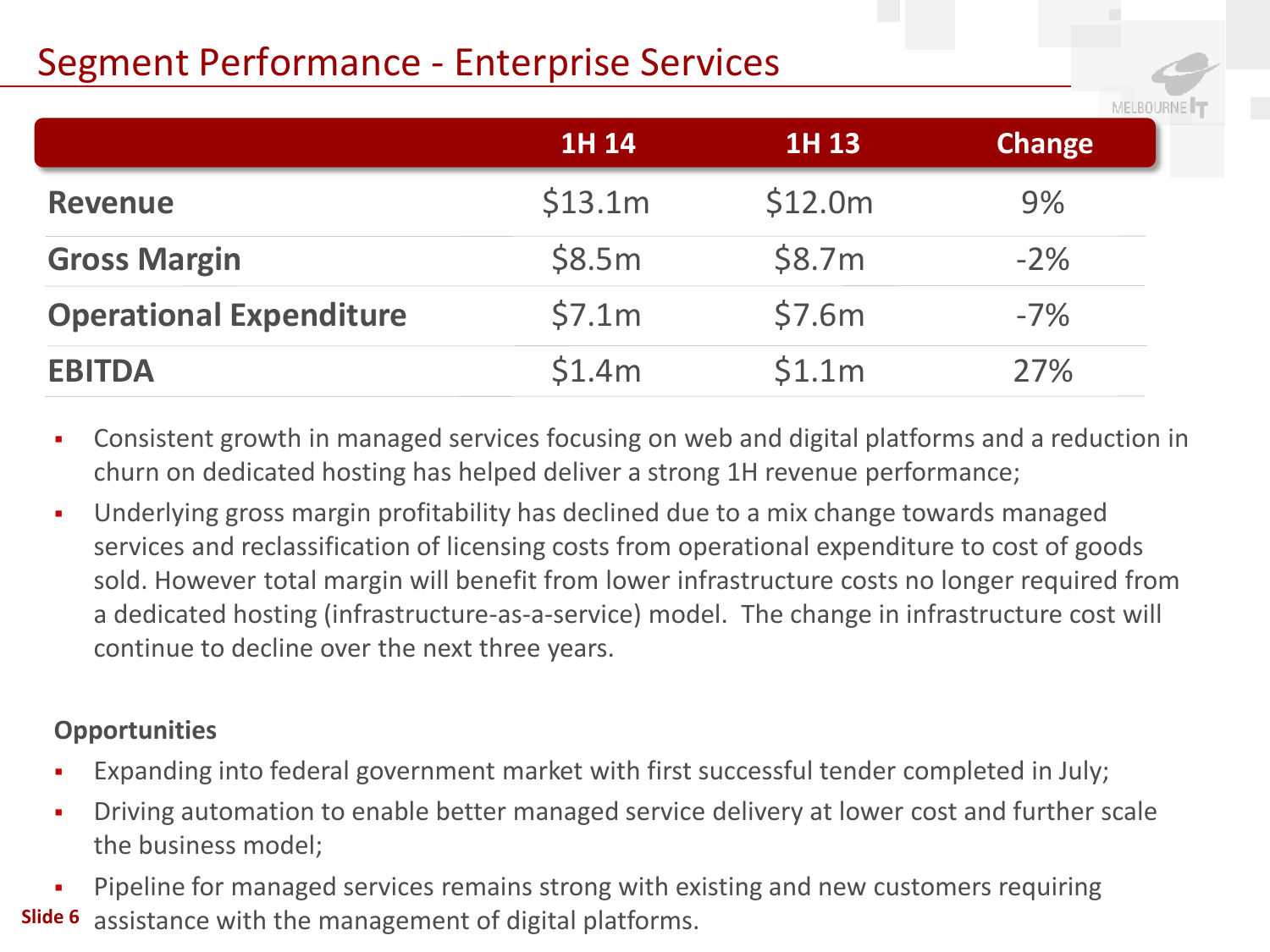# Segment Performance - Enterprise Services

| | 1H 14 | 1H 13 | Change |
|---|---|---|---|
| **Revenue** | $13.1m | $12.0m | 9% |
| **Gross Margin** | $8.5m | $8.7m | -2% |
| **Operational Expenditure** | $7.1m | $7.6m | -7% |
| **EBITDA** | $1.4m | $1.1m | 27% |

- Consistent growth in managed services focusing on web and digital platforms and a reduction in churn on dedicated hosting has helped deliver a strong 1H revenue performance;
- Underlying gross margin profitability has declined due to a mix change towards managed services and reclassification of licensing costs from operational expenditure to cost of goods sold. However total margin will benefit from lower infrastructure costs no longer required from a dedicated hosting (infrastructure-as-a-service) model. The change in infrastructure cost will continue to decline over the next three years.

**Opportunities**

- Expanding into federal government market with first successful tender completed in July;
- Driving automation to enable better managed service delivery at lower cost and further scale the business model;
- Pipeline for managed services remains strong with existing and new customers requiring assistance with the management of digital platforms.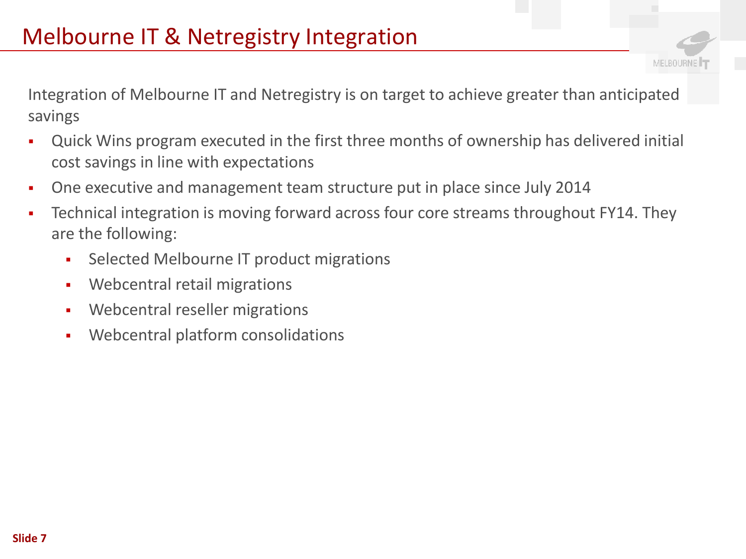# Melbourne IT & Netregistry Integration

Integration of Melbourne IT and Netregistry is on target to achieve greater than anticipated savings

- Quick Wins program executed in the first three months of ownership has delivered initial cost savings in line with expectations
- One executive and management team structure put in place since July 2014
- Technical integration is moving forward across four core streams throughout FY14. They are the following:
  - Selected Melbourne IT product migrations
  - Webcentral retail migrations
  - Webcentral reseller migrations
  - Webcentral platform consolidations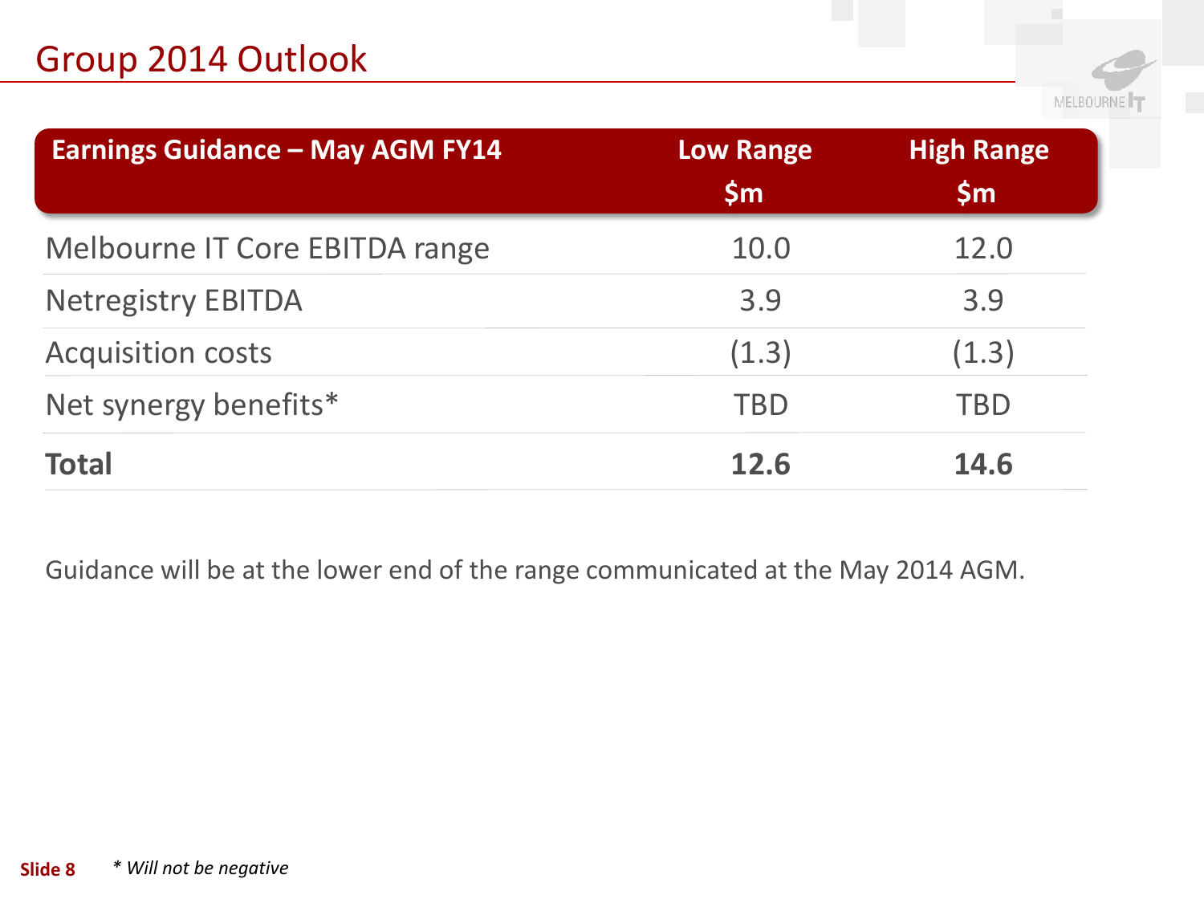# Group 2014 Outlook

| Earnings Guidance – May AGM FY14 | Low Range $m | High Range $m |
|---|---|---|
| Melbourne IT Core EBITDA range | 10.0 | 12.0 |
| Netregistry EBITDA | 3.9 | 3.9 |
| Acquisition costs | (1.3) | (1.3) |
| Net synergy benefits* | TBD | TBD |
| **Total** | **12.6** | **14.6** |

Guidance will be at the lower end of the range communicated at the May 2014 AGM.

*\* Will not be negative*